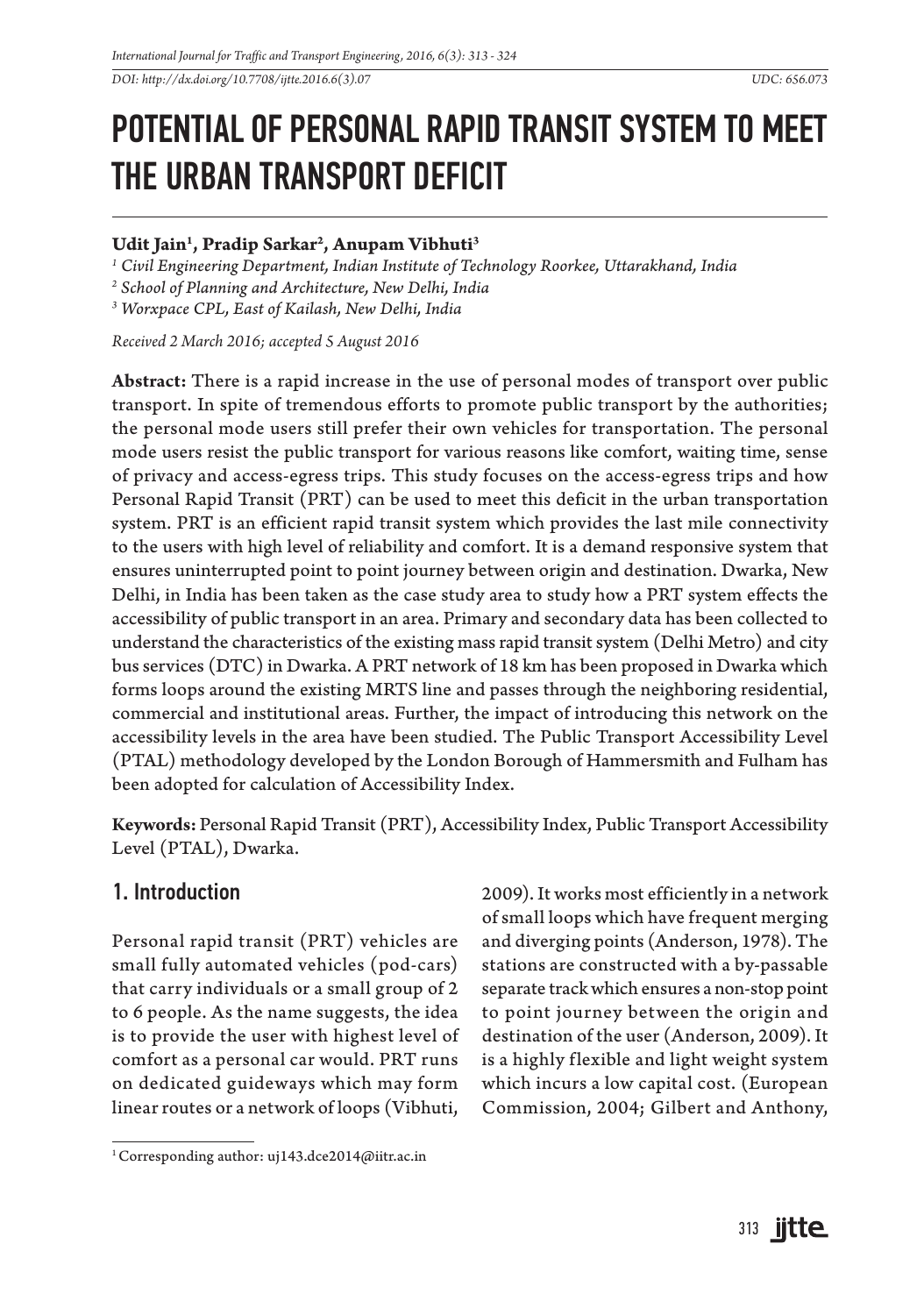*DOI: http://dx.doi.org/10.7708/ijtte.2016.6(3).07* *UDC: 656.073*

# POTENTIAL OF PERSONAL RAPID TRANSIT SYSTEM TO MEET THE URBAN TRANSPORT DEFICIT

**Udit Jain[1], Pradip Sarkar[2], Anupam Vibhuti[3]**

[1] *Civil Engineering Department, Indian Institute of Technology Roorkee, Uttarakhand, India*
[2] *School of Planning and Architecture, New Delhi, India*
[3] *Worxpace CPL, East of Kailash, New Delhi, India*

*Received 2 March 2016; accepted 5 August 2016*

**Abstract:** There is a rapid increase in the use of personal modes of transport over public transport. In spite of tremendous efforts to promote public transport by the authorities; the personal mode users still prefer their own vehicles for transportation. The personal mode users resist the public transport for various reasons like comfort, waiting time, sense of privacy and access-egress trips. This study focuses on the access-egress trips and how Personal Rapid Transit (PRT) can be used to meet this deficit in the urban transportation system. PRT is an efficient rapid transit system which provides the last mile connectivity to the users with high level of reliability and comfort. It is a demand responsive system that ensures uninterrupted point to point journey between origin and destination. Dwarka, New Delhi, in India has been taken as the case study area to study how a PRT system effects the accessibility of public transport in an area. Primary and secondary data has been collected to understand the characteristics of the existing mass rapid transit system (Delhi Metro) and city bus services (DTC) in Dwarka. A PRT network of 18 km has been proposed in Dwarka which forms loops around the existing MRTS line and passes through the neighboring residential, commercial and institutional areas. Further, the impact of introducing this network on the accessibility levels in the area have been studied. The Public Transport Accessibility Level (PTAL) methodology developed by the London Borough of Hammersmith and Fulham has been adopted for calculation of Accessibility Index.

**Keywords:** Personal Rapid Transit (PRT), Accessibility Index, Public Transport Accessibility Level (PTAL), Dwarka.

## 1. Introduction

Personal rapid transit (PRT) vehicles are small fully automated vehicles (pod-cars) that carry individuals or a small group of 2 to 6 people. As the name suggests, the idea is to provide the user with highest level of comfort as a personal car would. PRT runs on dedicated guideways which may form linear routes or a network of loops (Vibhuti, 2009). It works most efficiently in a network of small loops which have frequent merging and diverging points (Anderson, 1978). The stations are constructed with a by-passable separate track which ensures a non-stop point to point journey between the origin and destination of the user (Anderson, 2009). It is a highly flexible and light weight system which incurs a low capital cost. (European Commission, 2004; Gilbert and Anthony,

[1] Corresponding author: uj143.dce2014@iitr.ac.in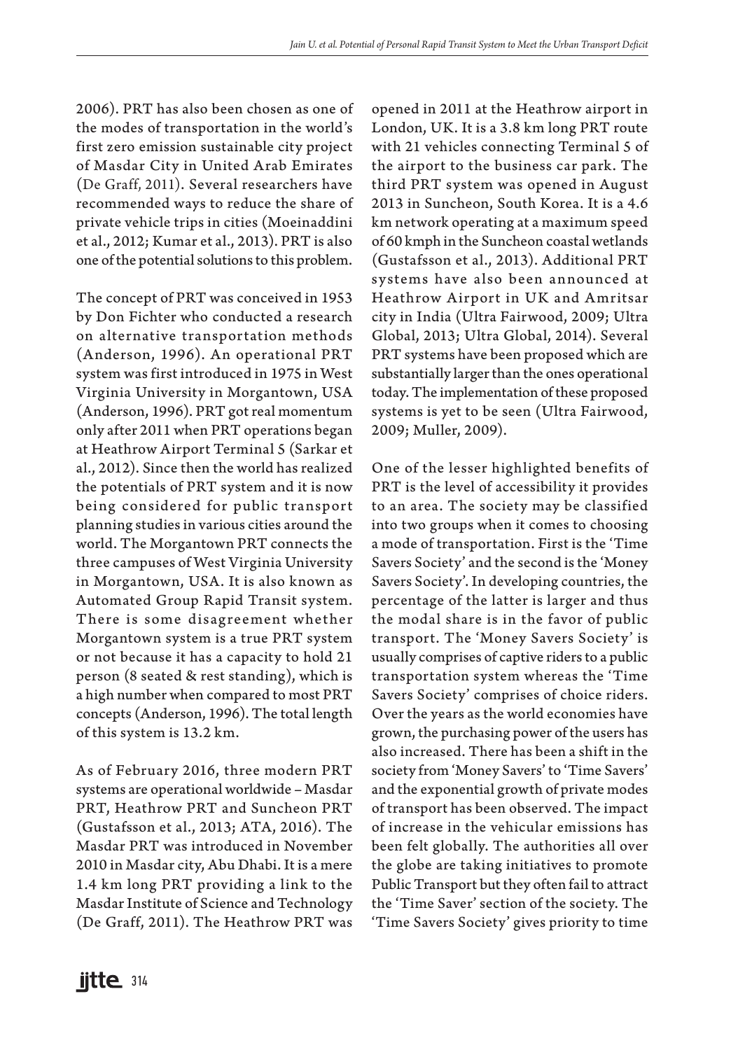2006). PRT has also been chosen as one of the modes of transportation in the world's first zero emission sustainable city project of Masdar City in United Arab Emirates (De Graff, 2011). Several researchers have recommended ways to reduce the share of private vehicle trips in cities (Moeinaddini et al., 2012; Kumar et al., 2013). PRT is also one of the potential solutions to this problem.

The concept of PRT was conceived in 1953 by Don Fichter who conducted a research on alternative transportation methods (Anderson, 1996). An operational PRT system was first introduced in 1975 in West Virginia University in Morgantown, USA (Anderson, 1996). PRT got real momentum only after 2011 when PRT operations began at Heathrow Airport Terminal 5 (Sarkar et al., 2012). Since then the world has realized the potentials of PRT system and it is now being considered for public transport planning studies in various cities around the world. The Morgantown PRT connects the three campuses of West Virginia University in Morgantown, USA. It is also known as Automated Group Rapid Transit system. There is some disagreement whether Morgantown system is a true PRT system or not because it has a capacity to hold 21 person (8 seated & rest standing), which is a high number when compared to most PRT concepts (Anderson, 1996). The total length of this system is 13.2 km.

As of February 2016, three modern PRT systems are operational worldwide – Masdar PRT, Heathrow PRT and Suncheon PRT (Gustafsson et al., 2013; ATA, 2016). The Masdar PRT was introduced in November 2010 in Masdar city, Abu Dhabi. It is a mere 1.4 km long PRT providing a link to the Masdar Institute of Science and Technology (De Graff, 2011). The Heathrow PRT was opened in 2011 at the Heathrow airport in London, UK. It is a 3.8 km long PRT route with 21 vehicles connecting Terminal 5 of the airport to the business car park. The third PRT system was opened in August 2013 in Suncheon, South Korea. It is a 4.6 km network operating at a maximum speed of 60 kmph in the Suncheon coastal wetlands (Gustafsson et al., 2013). Additional PRT systems have also been announced at Heathrow Airport in UK and Amritsar city in India (Ultra Fairwood, 2009; Ultra Global, 2013; Ultra Global, 2014). Several PRT systems have been proposed which are substantially larger than the ones operational today. The implementation of these proposed systems is yet to be seen (Ultra Fairwood, 2009; Muller, 2009).

One of the lesser highlighted benefits of PRT is the level of accessibility it provides to an area. The society may be classified into two groups when it comes to choosing a mode of transportation. First is the 'Time Savers Society' and the second is the 'Money Savers Society'. In developing countries, the percentage of the latter is larger and thus the modal share is in the favor of public transport. The 'Money Savers Society' is usually comprises of captive riders to a public transportation system whereas the 'Time Savers Society' comprises of choice riders. Over the years as the world economies have grown, the purchasing power of the users has also increased. There has been a shift in the society from 'Money Savers' to 'Time Savers' and the exponential growth of private modes of transport has been observed. The impact of increase in the vehicular emissions has been felt globally. The authorities all over the globe are taking initiatives to promote Public Transport but they often fail to attract the 'Time Saver' section of the society. The 'Time Savers Society' gives priority to time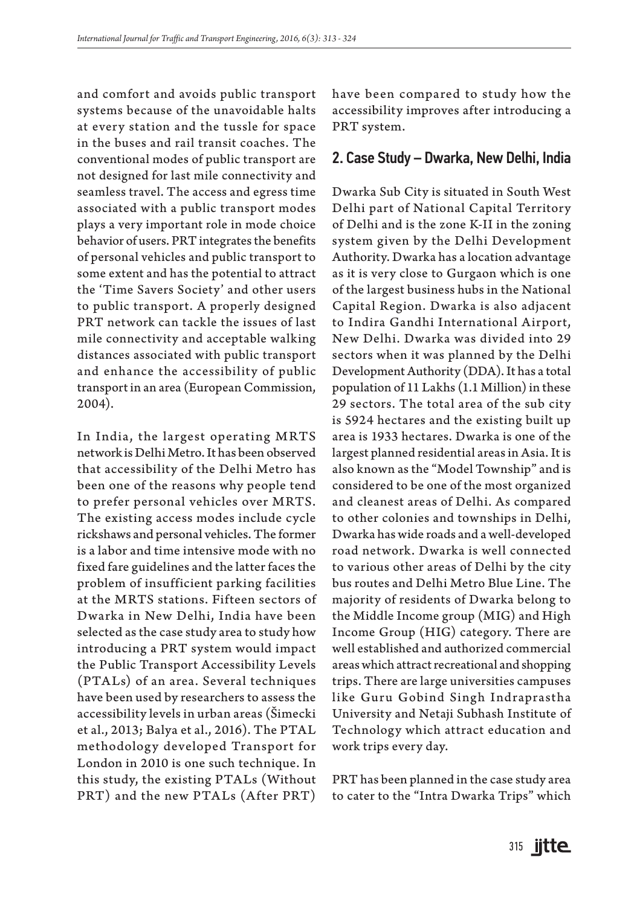and comfort and avoids public transport systems because of the unavoidable halts at every station and the tussle for space in the buses and rail transit coaches. The conventional modes of public transport are not designed for last mile connectivity and seamless travel. The access and egress time associated with a public transport modes plays a very important role in mode choice behavior of users. PRT integrates the benefits of personal vehicles and public transport to some extent and has the potential to attract the 'Time Savers Society' and other users to public transport. A properly designed PRT network can tackle the issues of last mile connectivity and acceptable walking distances associated with public transport and enhance the accessibility of public transport in an area (European Commission, 2004).

In India, the largest operating MRTS network is Delhi Metro. It has been observed that accessibility of the Delhi Metro has been one of the reasons why people tend to prefer personal vehicles over MRTS. The existing access modes include cycle rickshaws and personal vehicles. The former is a labor and time intensive mode with no fixed fare guidelines and the latter faces the problem of insufficient parking facilities at the MRTS stations. Fifteen sectors of Dwarka in New Delhi, India have been selected as the case study area to study how introducing a PRT system would impact the Public Transport Accessibility Levels (PTALs) of an area. Several techniques have been used by researchers to assess the accessibility levels in urban areas (Šimecki et al., 2013; Balya et al., 2016). The PTAL methodology developed Transport for London in 2010 is one such technique. In this study, the existing PTALs (Without PRT) and the new PTALs (After PRT) have been compared to study how the accessibility improves after introducing a PRT system.

## 2. Case Study – Dwarka, New Delhi, India

Dwarka Sub City is situated in South West Delhi part of National Capital Territory of Delhi and is the zone K-II in the zoning system given by the Delhi Development Authority. Dwarka has a location advantage as it is very close to Gurgaon which is one of the largest business hubs in the National Capital Region. Dwarka is also adjacent to Indira Gandhi International Airport, New Delhi. Dwarka was divided into 29 sectors when it was planned by the Delhi Development Authority (DDA). It has a total population of 11 Lakhs (1.1 Million) in these 29 sectors. The total area of the sub city is 5924 hectares and the existing built up area is 1933 hectares. Dwarka is one of the largest planned residential areas in Asia. It is also known as the "Model Township" and is considered to be one of the most organized and cleanest areas of Delhi. As compared to other colonies and townships in Delhi, Dwarka has wide roads and a well-developed road network. Dwarka is well connected to various other areas of Delhi by the city bus routes and Delhi Metro Blue Line. The majority of residents of Dwarka belong to the Middle Income group (MIG) and High Income Group (HIG) category. There are well established and authorized commercial areas which attract recreational and shopping trips. There are large universities campuses like Guru Gobind Singh Indraprastha University and Netaji Subhash Institute of Technology which attract education and work trips every day.

PRT has been planned in the case study area to cater to the "Intra Dwarka Trips" which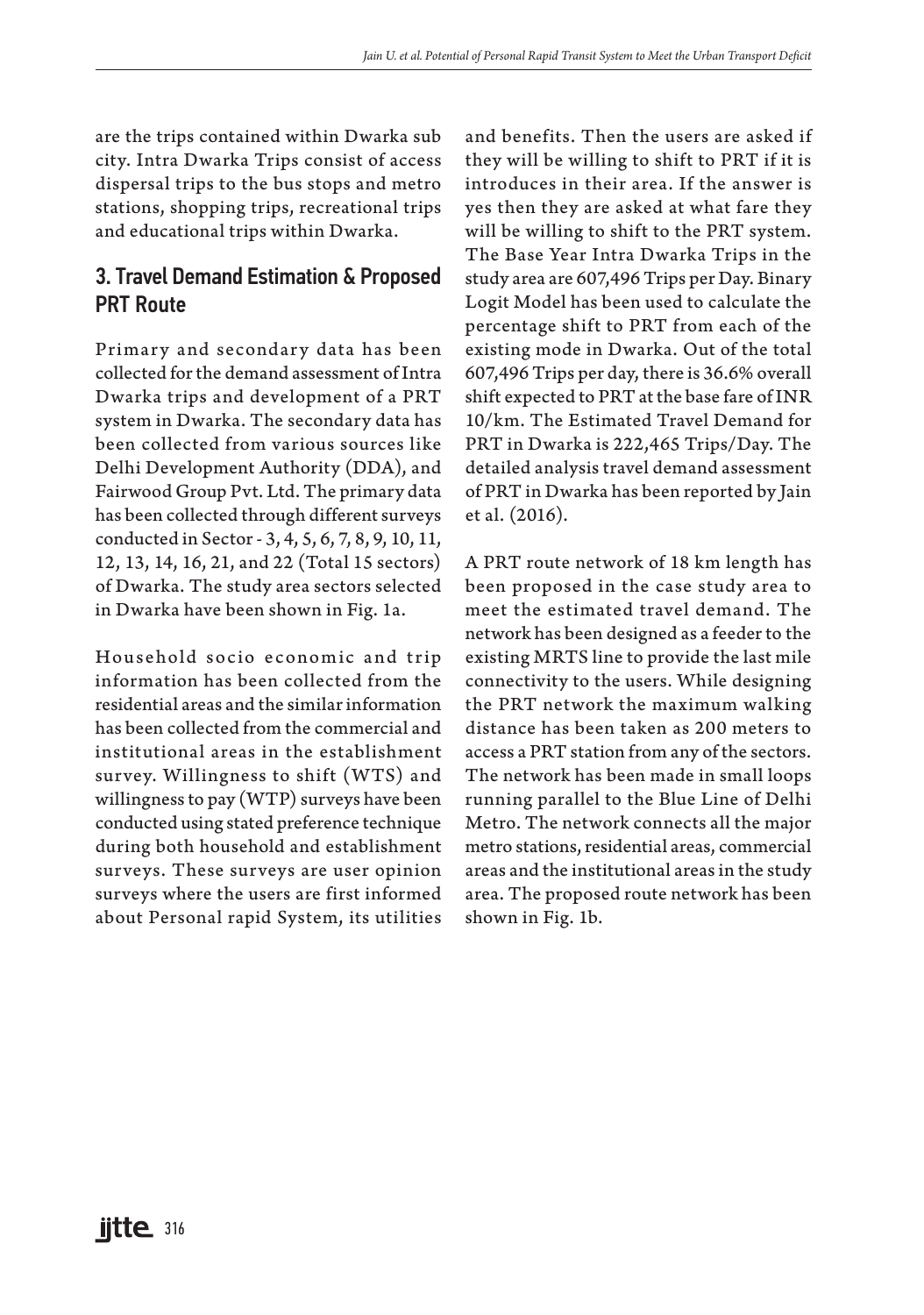are the trips contained within Dwarka sub city. Intra Dwarka Trips consist of access dispersal trips to the bus stops and metro stations, shopping trips, recreational trips and educational trips within Dwarka.

## 3. Travel Demand Estimation & Proposed PRT Route

Primary and secondary data has been collected for the demand assessment of Intra Dwarka trips and development of a PRT system in Dwarka. The secondary data has been collected from various sources like Delhi Development Authority (DDA), and Fairwood Group Pvt. Ltd. The primary data has been collected through different surveys conducted in Sector - 3, 4, 5, 6, 7, 8, 9, 10, 11, 12, 13, 14, 16, 21, and 22 (Total 15 sectors) of Dwarka. The study area sectors selected in Dwarka have been shown in Fig. 1a.

Household socio economic and trip information has been collected from the residential areas and the similar information has been collected from the commercial and institutional areas in the establishment survey. Willingness to shift (WTS) and willingness to pay (WTP) surveys have been conducted using stated preference technique during both household and establishment surveys. These surveys are user opinion surveys where the users are first informed about Personal rapid System, its utilities and benefits. Then the users are asked if they will be willing to shift to PRT if it is introduces in their area. If the answer is yes then they are asked at what fare they will be willing to shift to the PRT system. The Base Year Intra Dwarka Trips in the study area are 607,496 Trips per Day. Binary Logit Model has been used to calculate the percentage shift to PRT from each of the existing mode in Dwarka. Out of the total 607,496 Trips per day, there is 36.6% overall shift expected to PRT at the base fare of INR 10/km. The Estimated Travel Demand for PRT in Dwarka is 222,465 Trips/Day. The detailed analysis travel demand assessment of PRT in Dwarka has been reported by Jain et al. (2016).

A PRT route network of 18 km length has been proposed in the case study area to meet the estimated travel demand. The network has been designed as a feeder to the existing MRTS line to provide the last mile connectivity to the users. While designing the PRT network the maximum walking distance has been taken as 200 meters to access a PRT station from any of the sectors. The network has been made in small loops running parallel to the Blue Line of Delhi Metro. The network connects all the major metro stations, residential areas, commercial areas and the institutional areas in the study area. The proposed route network has been shown in Fig. 1b.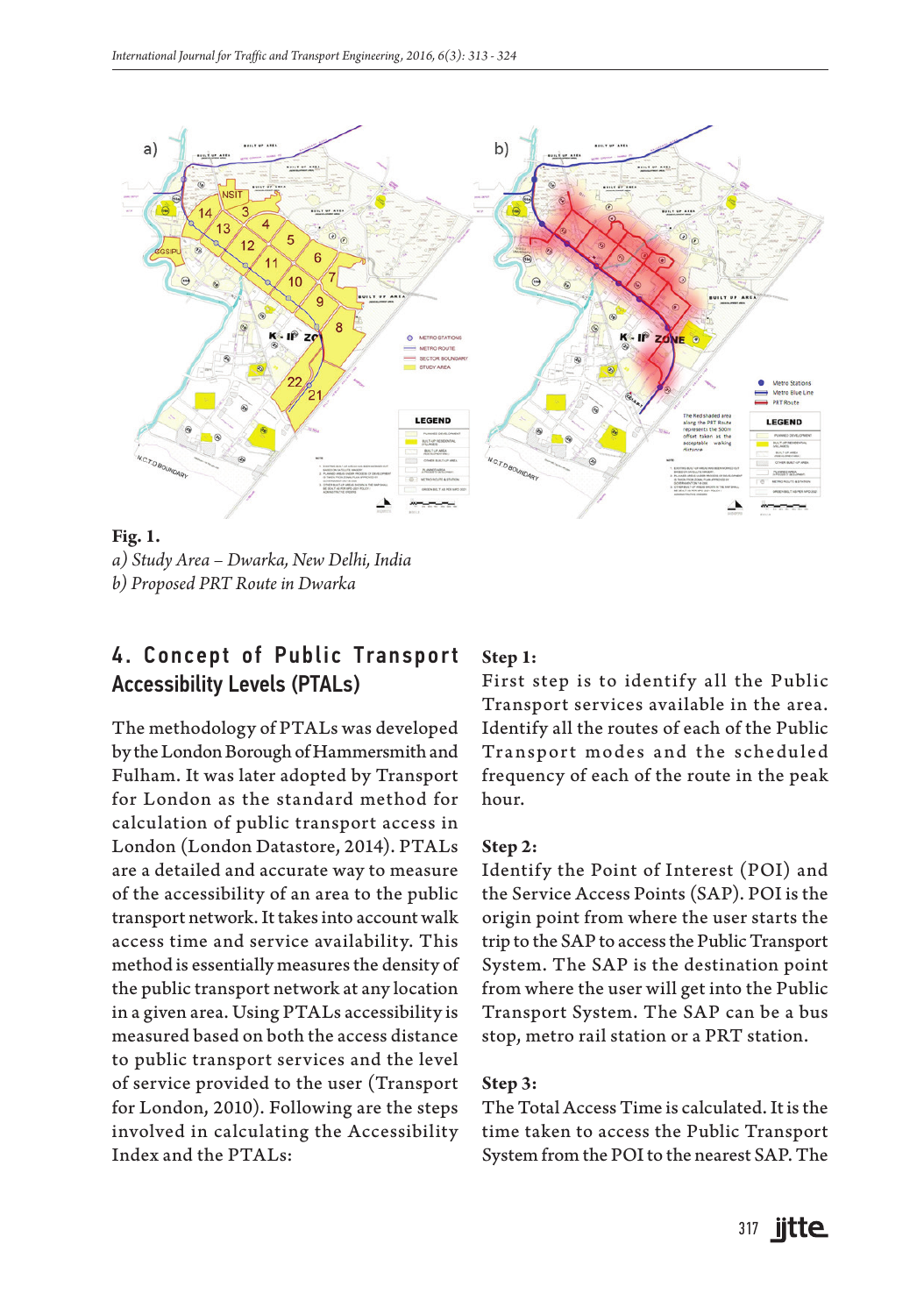**Fig. 1.**
*a) Study Area – Dwarka, New Delhi, India*
*b) Proposed PRT Route in Dwarka*

## 4. Concept of Public Transport Accessibility Levels (PTALs)

The methodology of PTALs was developed by the London Borough of Hammersmith and Fulham. It was later adopted by Transport for London as the standard method for calculation of public transport access in London (London Datastore, 2014). PTALs are a detailed and accurate way to measure of the accessibility of an area to the public transport network. It takes into account walk access time and service availability. This method is essentially measures the density of the public transport network at any location in a given area. Using PTALs accessibility is measured based on both the access distance to public transport services and the level of service provided to the user (Transport for London, 2010). Following are the steps involved in calculating the Accessibility Index and the PTALs:

**Step 1:**
First step is to identify all the Public Transport services available in the area. Identify all the routes of each of the Public Transport modes and the scheduled frequency of each of the route in the peak hour.

**Step 2:**
Identify the Point of Interest (POI) and the Service Access Points (SAP). POI is the origin point from where the user starts the trip to the SAP to access the Public Transport System. The SAP is the destination point from where the user will get into the Public Transport System. The SAP can be a bus stop, metro rail station or a PRT station.

**Step 3:**
The Total Access Time is calculated. It is the time taken to access the Public Transport System from the POI to the nearest SAP. The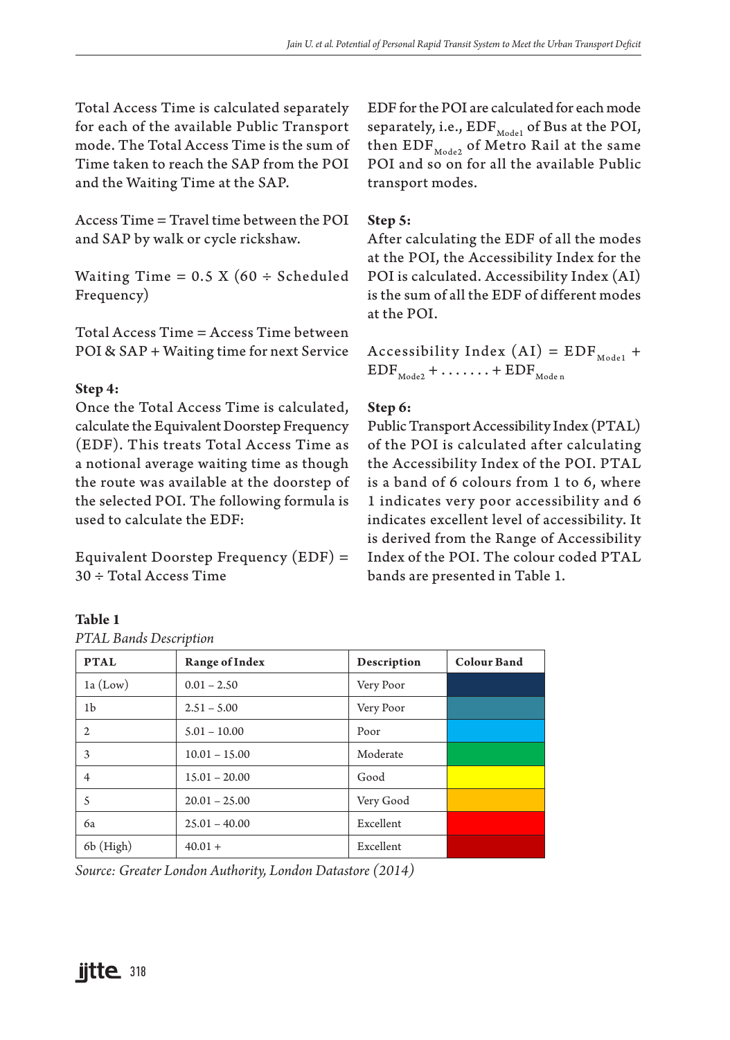Total Access Time is calculated separately for each of the available Public Transport mode. The Total Access Time is the sum of Time taken to reach the SAP from the POI and the Waiting Time at the SAP.

Access Time = Travel time between the POI and SAP by walk or cycle rickshaw.

Waiting Time = 0.5 X (60 ÷ Scheduled Frequency)

Total Access Time = Access Time between POI & SAP + Waiting time for next Service

**Step 4:**

Once the Total Access Time is calculated, calculate the Equivalent Doorstep Frequency (EDF). This treats Total Access Time as a notional average waiting time as though the route was available at the doorstep of the selected POI. The following formula is used to calculate the EDF:

Equivalent Doorstep Frequency (EDF) = 30 ÷ Total Access Time

EDF for the POI are calculated for each mode separately, i.e., $EDF_{Mode1}$ of Bus at the POI, then $EDF_{Mode2}$ of Metro Rail at the same POI and so on for all the available Public transport modes.

**Step 5:**

After calculating the EDF of all the modes at the POI, the Accessibility Index for the POI is calculated. Accessibility Index (AI) is the sum of all the EDF of different modes at the POI.

$$\text{Accessibility Index (AI)} = EDF_{Mode1} + EDF_{Mode2} + \ldots\ldots + EDF_{Mode\ n}$$

**Step 6:**

Public Transport Accessibility Index (PTAL) of the POI is calculated after calculating the Accessibility Index of the POI. PTAL is a band of 6 colours from 1 to 6, where 1 indicates very poor accessibility and 6 indicates excellent level of accessibility. It is derived from the Range of Accessibility Index of the POI. The colour coded PTAL bands are presented in Table 1.

**Table 1**

*PTAL Bands Description*

| PTAL | Range of Index | Description | Colour Band |
|---|---|---|---|
| 1a (Low) | 0.01 – 2.50 | Very Poor | |
| 1b | 2.51 – 5.00 | Very Poor | |
| 2 | 5.01 – 10.00 | Poor | |
| 3 | 10.01 – 15.00 | Moderate | |
| 4 | 15.01 – 20.00 | Good | |
| 5 | 20.01 – 25.00 | Very Good | |
| 6a | 25.01 – 40.00 | Excellent | |
| 6b (High) | 40.01 + | Excellent | |

*Source: Greater London Authority, London Datastore (2014)*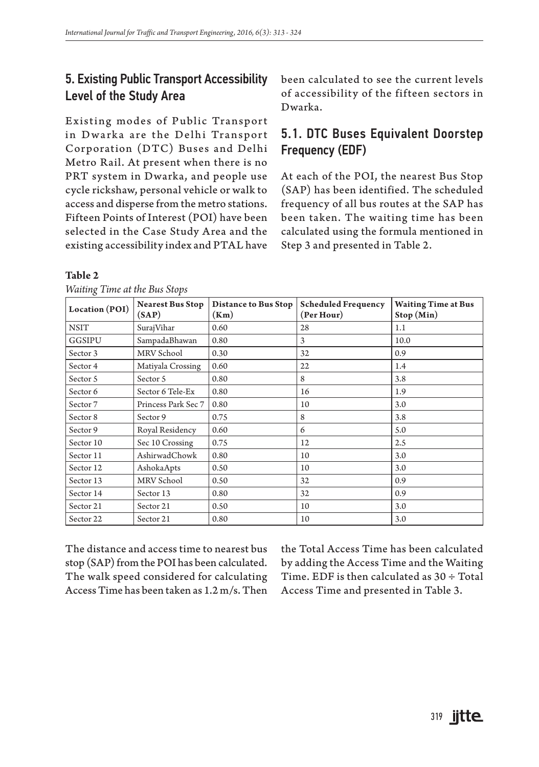## 5. Existing Public Transport Accessibility Level of the Study Area

Existing modes of Public Transport in Dwarka are the Delhi Transport Corporation (DTC) Buses and Delhi Metro Rail. At present when there is no PRT system in Dwarka, and people use cycle rickshaw, personal vehicle or walk to access and disperse from the metro stations. Fifteen Points of Interest (POI) have been selected in the Case Study Area and the existing accessibility index and PTAL have been calculated to see the current levels of accessibility of the fifteen sectors in Dwarka.

### 5.1. DTC Buses Equivalent Doorstep Frequency (EDF)

At each of the POI, the nearest Bus Stop (SAP) has been identified. The scheduled frequency of all bus routes at the SAP has been taken. The waiting time has been calculated using the formula mentioned in Step 3 and presented in Table 2.

**Table 2**

*Waiting Time at the Bus Stops*

| Location (POI) | Nearest Bus Stop (SAP) | Distance to Bus Stop (Km) | Scheduled Frequency (Per Hour) | Waiting Time at Bus Stop (Min) |
|---|---|---|---|---|
| NSIT | SurajVihar | 0.60 | 28 | 1.1 |
| GGSIPU | SampadaBhawan | 0.80 | 3 | 10.0 |
| Sector 3 | MRV School | 0.30 | 32 | 0.9 |
| Sector 4 | Matiyala Crossing | 0.60 | 22 | 1.4 |
| Sector 5 | Sector 5 | 0.80 | 8 | 3.8 |
| Sector 6 | Sector 6 Tele-Ex | 0.80 | 16 | 1.9 |
| Sector 7 | Princess Park Sec 7 | 0.80 | 10 | 3.0 |
| Sector 8 | Sector 9 | 0.75 | 8 | 3.8 |
| Sector 9 | Royal Residency | 0.60 | 6 | 5.0 |
| Sector 10 | Sec 10 Crossing | 0.75 | 12 | 2.5 |
| Sector 11 | AshirwadChowk | 0.80 | 10 | 3.0 |
| Sector 12 | AshokaApts | 0.50 | 10 | 3.0 |
| Sector 13 | MRV School | 0.50 | 32 | 0.9 |
| Sector 14 | Sector 13 | 0.80 | 32 | 0.9 |
| Sector 21 | Sector 21 | 0.50 | 10 | 3.0 |
| Sector 22 | Sector 21 | 0.80 | 10 | 3.0 |

The distance and access time to nearest bus stop (SAP) from the POI has been calculated. The walk speed considered for calculating Access Time has been taken as 1.2 m/s. Then the Total Access Time has been calculated by adding the Access Time and the Waiting Time. EDF is then calculated as 30 ÷ Total Access Time and presented in Table 3.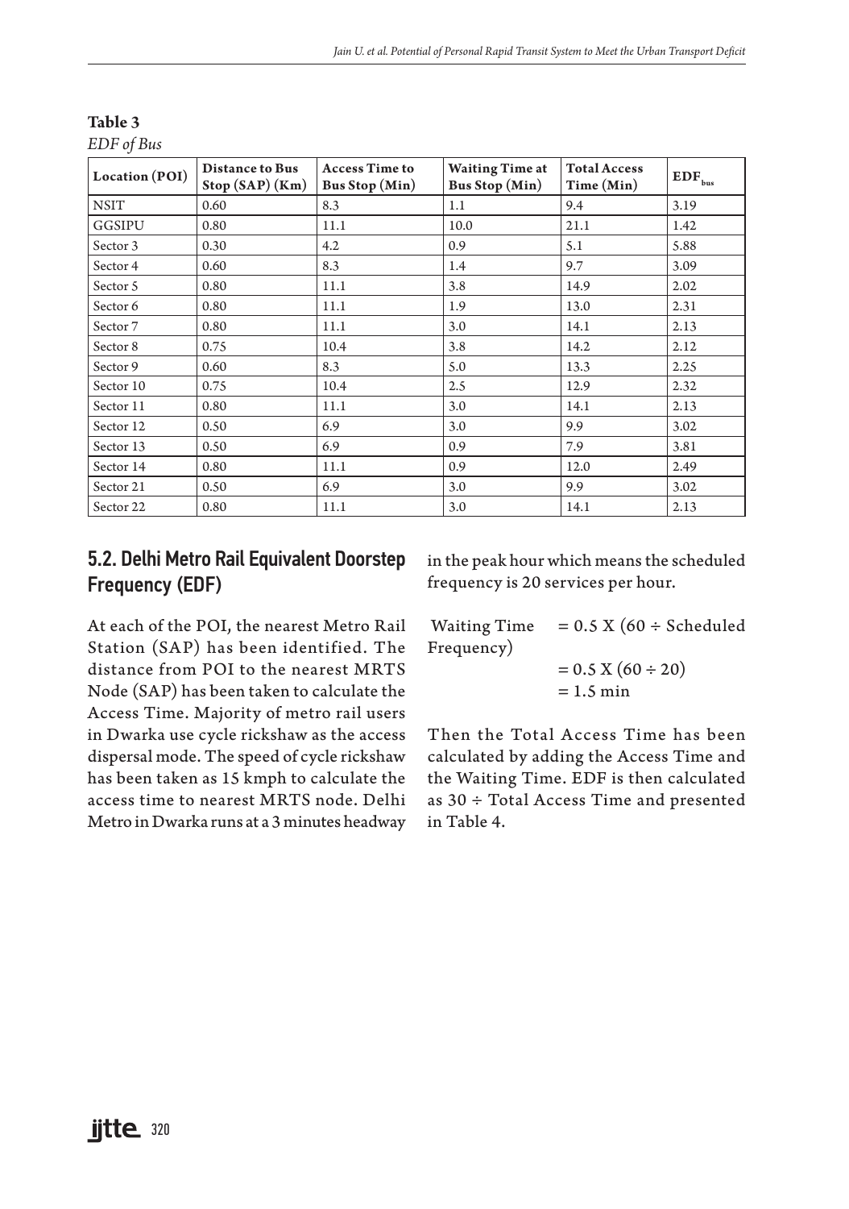**Table 3**

*EDF of Bus*

| Location (POI) | Distance to Bus Stop (SAP) (Km) | Access Time to Bus Stop (Min) | Waiting Time at Bus Stop (Min) | Total Access Time (Min) | $EDF_{bus}$ |
|---|---|---|---|---|---|
| NSIT | 0.60 | 8.3 | 1.1 | 9.4 | 3.19 |
| GGSIPU | 0.80 | 11.1 | 10.0 | 21.1 | 1.42 |
| Sector 3 | 0.30 | 4.2 | 0.9 | 5.1 | 5.88 |
| Sector 4 | 0.60 | 8.3 | 1.4 | 9.7 | 3.09 |
| Sector 5 | 0.80 | 11.1 | 3.8 | 14.9 | 2.02 |
| Sector 6 | 0.80 | 11.1 | 1.9 | 13.0 | 2.31 |
| Sector 7 | 0.80 | 11.1 | 3.0 | 14.1 | 2.13 |
| Sector 8 | 0.75 | 10.4 | 3.8 | 14.2 | 2.12 |
| Sector 9 | 0.60 | 8.3 | 5.0 | 13.3 | 2.25 |
| Sector 10 | 0.75 | 10.4 | 2.5 | 12.9 | 2.32 |
| Sector 11 | 0.80 | 11.1 | 3.0 | 14.1 | 2.13 |
| Sector 12 | 0.50 | 6.9 | 3.0 | 9.9 | 3.02 |
| Sector 13 | 0.50 | 6.9 | 0.9 | 7.9 | 3.81 |
| Sector 14 | 0.80 | 11.1 | 0.9 | 12.0 | 2.49 |
| Sector 21 | 0.50 | 6.9 | 3.0 | 9.9 | 3.02 |
| Sector 22 | 0.80 | 11.1 | 3.0 | 14.1 | 2.13 |

## 5.2. Delhi Metro Rail Equivalent Doorstep Frequency (EDF)

At each of the POI, the nearest Metro Rail Station (SAP) has been identified. The distance from POI to the nearest MRTS Node (SAP) has been taken to calculate the Access Time. Majority of metro rail users in Dwarka use cycle rickshaw as the access dispersal mode. The speed of cycle rickshaw has been taken as 15 kmph to calculate the access time to nearest MRTS node. Delhi Metro in Dwarka runs at a 3 minutes headway in the peak hour which means the scheduled frequency is 20 services per hour.

Waiting Time $= 0.5 \text{ X } (60 \div \text{Scheduled Frequency})$

$= 0.5 \text{ X } (60 \div 20)$

$= 1.5 \text{ min}$

Then the Total Access Time has been calculated by adding the Access Time and the Waiting Time. EDF is then calculated as 30 ÷ Total Access Time and presented in Table 4.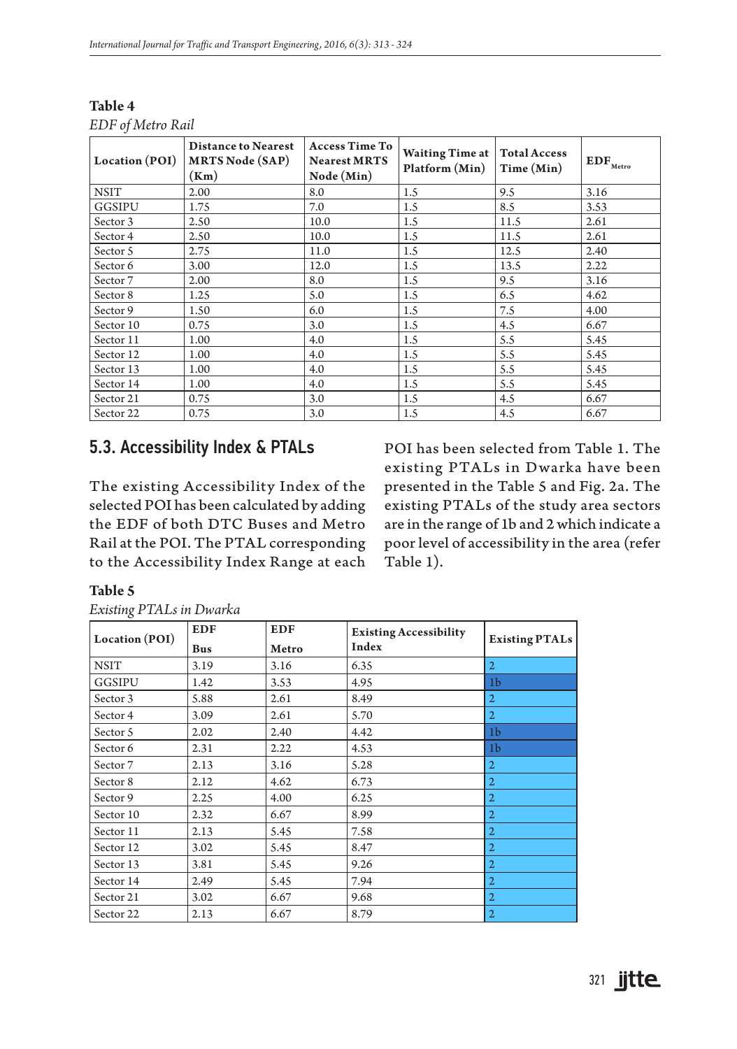**Table 4**

*EDF of Metro Rail*

| Location (POI) | Distance to Nearest MRTS Node (SAP) (Km) | Access Time To Nearest MRTS Node (Min) | Waiting Time at Platform (Min) | Total Access Time (Min) | $EDF_{Metro}$ |
|---|---|---|---|---|---|
| NSIT | 2.00 | 8.0 | 1.5 | 9.5 | 3.16 |
| GGSIPU | 1.75 | 7.0 | 1.5 | 8.5 | 3.53 |
| Sector 3 | 2.50 | 10.0 | 1.5 | 11.5 | 2.61 |
| Sector 4 | 2.50 | 10.0 | 1.5 | 11.5 | 2.61 |
| Sector 5 | 2.75 | 11.0 | 1.5 | 12.5 | 2.40 |
| Sector 6 | 3.00 | 12.0 | 1.5 | 13.5 | 2.22 |
| Sector 7 | 2.00 | 8.0 | 1.5 | 9.5 | 3.16 |
| Sector 8 | 1.25 | 5.0 | 1.5 | 6.5 | 4.62 |
| Sector 9 | 1.50 | 6.0 | 1.5 | 7.5 | 4.00 |
| Sector 10 | 0.75 | 3.0 | 1.5 | 4.5 | 6.67 |
| Sector 11 | 1.00 | 4.0 | 1.5 | 5.5 | 5.45 |
| Sector 12 | 1.00 | 4.0 | 1.5 | 5.5 | 5.45 |
| Sector 13 | 1.00 | 4.0 | 1.5 | 5.5 | 5.45 |
| Sector 14 | 1.00 | 4.0 | 1.5 | 5.5 | 5.45 |
| Sector 21 | 0.75 | 3.0 | 1.5 | 4.5 | 6.67 |
| Sector 22 | 0.75 | 3.0 | 1.5 | 4.5 | 6.67 |

## 5.3. Accessibility Index & PTALs

The existing Accessibility Index of the selected POI has been calculated by adding the EDF of both DTC Buses and Metro Rail at the POI. The PTAL corresponding to the Accessibility Index Range at each POI has been selected from Table 1. The existing PTALs in Dwarka have been presented in the Table 5 and Fig. 2a. The existing PTALs of the study area sectors are in the range of 1b and 2 which indicate a poor level of accessibility in the area (refer Table 1).

**Table 5**

*Existing PTALs in Dwarka*

| Location (POI) | EDF Bus | EDF Metro | Existing Accessibility Index | Existing PTALs |
|---|---|---|---|---|
| NSIT | 3.19 | 3.16 | 6.35 | 2 |
| GGSIPU | 1.42 | 3.53 | 4.95 | 1b |
| Sector 3 | 5.88 | 2.61 | 8.49 | 2 |
| Sector 4 | 3.09 | 2.61 | 5.70 | 2 |
| Sector 5 | 2.02 | 2.40 | 4.42 | 1b |
| Sector 6 | 2.31 | 2.22 | 4.53 | 1b |
| Sector 7 | 2.13 | 3.16 | 5.28 | 2 |
| Sector 8 | 2.12 | 4.62 | 6.73 | 2 |
| Sector 9 | 2.25 | 4.00 | 6.25 | 2 |
| Sector 10 | 2.32 | 6.67 | 8.99 | 2 |
| Sector 11 | 2.13 | 5.45 | 7.58 | 2 |
| Sector 12 | 3.02 | 5.45 | 8.47 | 2 |
| Sector 13 | 3.81 | 5.45 | 9.26 | 2 |
| Sector 14 | 2.49 | 5.45 | 7.94 | 2 |
| Sector 21 | 3.02 | 6.67 | 9.68 | 2 |
| Sector 22 | 2.13 | 6.67 | 8.79 | 2 |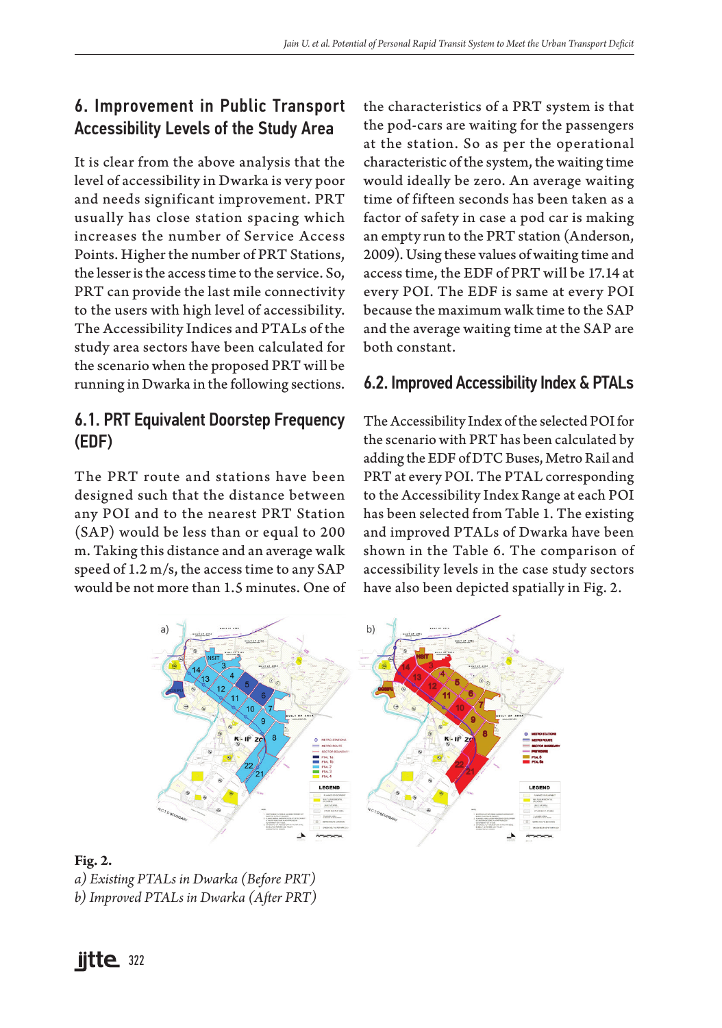## 6. Improvement in Public Transport Accessibility Levels of the Study Area

It is clear from the above analysis that the level of accessibility in Dwarka is very poor and needs significant improvement. PRT usually has close station spacing which increases the number of Service Access Points. Higher the number of PRT Stations, the lesser is the access time to the service. So, PRT can provide the last mile connectivity to the users with high level of accessibility. The Accessibility Indices and PTALs of the study area sectors have been calculated for the scenario when the proposed PRT will be running in Dwarka in the following sections.

### 6.1. PRT Equivalent Doorstep Frequency (EDF)

The PRT route and stations have been designed such that the distance between any POI and to the nearest PRT Station (SAP) would be less than or equal to 200 m. Taking this distance and an average walk speed of 1.2 m/s, the access time to any SAP would be not more than 1.5 minutes. One of the characteristics of a PRT system is that the pod-cars are waiting for the passengers at the station. So as per the operational characteristic of the system, the waiting time would ideally be zero. An average waiting time of fifteen seconds has been taken as a factor of safety in case a pod car is making an empty run to the PRT station (Anderson, 2009). Using these values of waiting time and access time, the EDF of PRT will be 17.14 at every POI. The EDF is same at every POI because the maximum walk time to the SAP and the average waiting time at the SAP are both constant.

### 6.2. Improved Accessibility Index & PTALs

The Accessibility Index of the selected POI for the scenario with PRT has been calculated by adding the EDF of DTC Buses, Metro Rail and PRT at every POI. The PTAL corresponding to the Accessibility Index Range at each POI has been selected from Table 1. The existing and improved PTALs of Dwarka have been shown in the Table 6. The comparison of accessibility levels in the case study sectors have also been depicted spatially in Fig. 2.

**Fig. 2.**
*a) Existing PTALs in Dwarka (Before PRT)*
*b) Improved PTALs in Dwarka (After PRT)*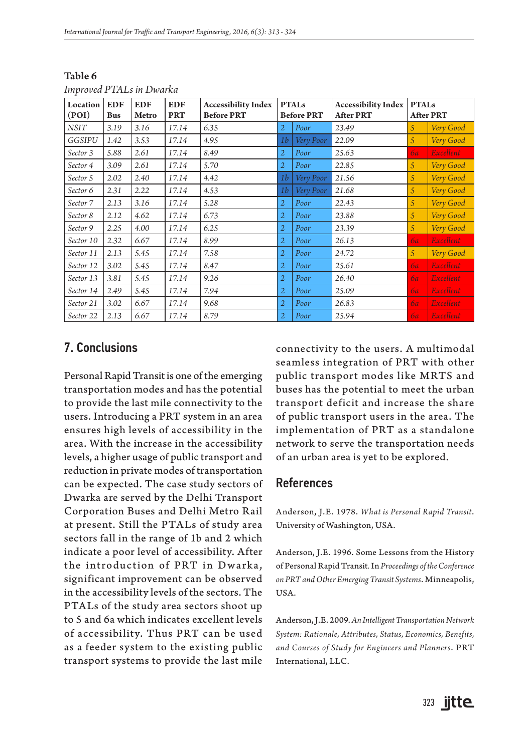**Table 6**

*Improved PTALs in Dwarka*

| Location (POI) | EDF Bus | EDF Metro | EDF PRT | Accessibility Index Before PRT | PTALs Before PRT | | Accessibility Index After PRT | PTALs After PRT | |
|---|---|---|---|---|---|---|---|---|---|
| NSIT | 3.19 | 3.16 | 17.14 | 6.35 | 2 | Poor | 23.49 | 5 | Very Good |
| GGSIPU | 1.42 | 3.53 | 17.14 | 4.95 | 1b | Very Poor | 22.09 | 5 | Very Good |
| Sector 3 | 5.88 | 2.61 | 17.14 | 8.49 | 2 | Poor | 25.63 | 6a | Excellent |
| Sector 4 | 3.09 | 2.61 | 17.14 | 5.70 | 2 | Poor | 22.85 | 5 | Very Good |
| Sector 5 | 2.02 | 2.40 | 17.14 | 4.42 | 1b | Very Poor | 21.56 | 5 | Very Good |
| Sector 6 | 2.31 | 2.22 | 17.14 | 4.53 | 1b | Very Poor | 21.68 | 5 | Very Good |
| Sector 7 | 2.13 | 3.16 | 17.14 | 5.28 | 2 | Poor | 22.43 | 5 | Very Good |
| Sector 8 | 2.12 | 4.62 | 17.14 | 6.73 | 2 | Poor | 23.88 | 5 | Very Good |
| Sector 9 | 2.25 | 4.00 | 17.14 | 6.25 | 2 | Poor | 23.39 | 5 | Very Good |
| Sector 10 | 2.32 | 6.67 | 17.14 | 8.99 | 2 | Poor | 26.13 | 6a | Excellent |
| Sector 11 | 2.13 | 5.45 | 17.14 | 7.58 | 2 | Poor | 24.72 | 5 | Very Good |
| Sector 12 | 3.02 | 5.45 | 17.14 | 8.47 | 2 | Poor | 25.61 | 6a | Excellent |
| Sector 13 | 3.81 | 5.45 | 17.14 | 9.26 | 2 | Poor | 26.40 | 6a | Excellent |
| Sector 14 | 2.49 | 5.45 | 17.14 | 7.94 | 2 | Poor | 25.09 | 6a | Excellent |
| Sector 21 | 3.02 | 6.67 | 17.14 | 9.68 | 2 | Poor | 26.83 | 6a | Excellent |
| Sector 22 | 2.13 | 6.67 | 17.14 | 8.79 | 2 | Poor | 25.94 | 6a | Excellent |

## 7. Conclusions

Personal Rapid Transit is one of the emerging transportation modes and has the potential to provide the last mile connectivity to the users. Introducing a PRT system in an area ensures high levels of accessibility in the area. With the increase in the accessibility levels, a higher usage of public transport and reduction in private modes of transportation can be expected. The case study sectors of Dwarka are served by the Delhi Transport Corporation Buses and Delhi Metro Rail at present. Still the PTALs of study area sectors fall in the range of 1b and 2 which indicate a poor level of accessibility. After the introduction of PRT in Dwarka, significant improvement can be observed in the accessibility levels of the sectors. The PTALs of the study area sectors shoot up to 5 and 6a which indicates excellent levels of accessibility. Thus PRT can be used as a feeder system to the existing public transport systems to provide the last mile connectivity to the users. A multimodal seamless integration of PRT with other public transport modes like MRTS and buses has the potential to meet the urban transport deficit and increase the share of public transport users in the area. The implementation of PRT as a standalone network to serve the transportation needs of an urban area is yet to be explored.

## References

Anderson, J.E. 1978. *What is Personal Rapid Transit*. University of Washington, USA.

Anderson, J.E. 1996. Some Lessons from the History of Personal Rapid Transit. In *Proceedings of the Conference on PRT and Other Emerging Transit Systems*. Minneapolis, USA.

Anderson, J.E. 2009. *An Intelligent Transportation Network System: Rationale, Attributes, Status, Economics, Benefits, and Courses of Study for Engineers and Planners*. PRT International, LLC.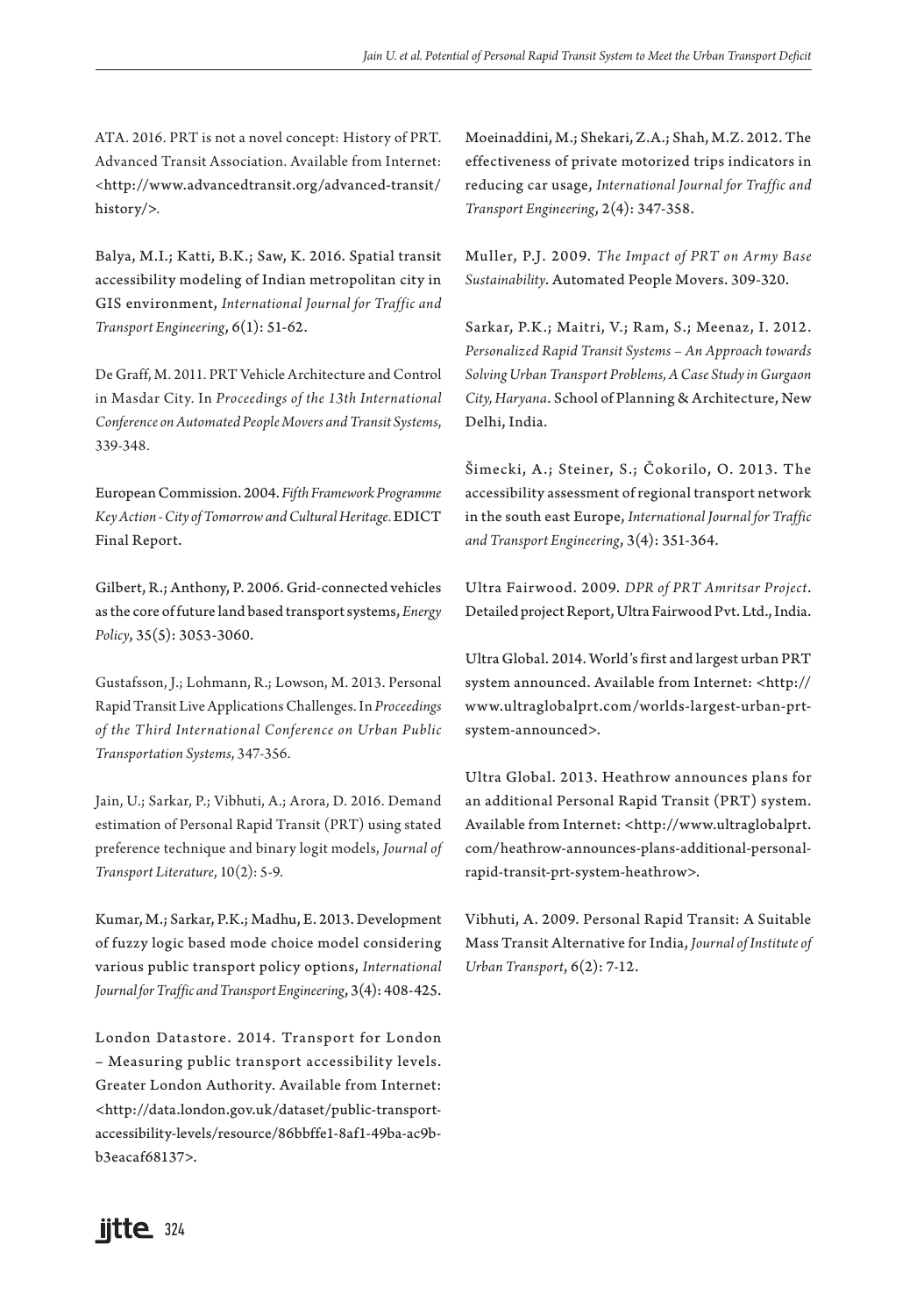ATA. 2016. PRT is not a novel concept: History of PRT. Advanced Transit Association. Available from Internet: <http://www.advancedtransit.org/advanced-transit/history/>.

Balya, M.I.; Katti, B.K.; Saw, K. 2016. Spatial transit accessibility modeling of Indian metropolitan city in GIS environment, *International Journal for Traffic and Transport Engineering*, 6(1): 51-62.

De Graff, M. 2011. PRT Vehicle Architecture and Control in Masdar City. In *Proceedings of the 13th International Conference on Automated People Movers and Transit Systems*, 339-348.

European Commission. 2004. *Fifth Framework Programme Key Action - City of Tomorrow and Cultural Heritage.* EDICT Final Report.

Gilbert, R.; Anthony, P. 2006. Grid-connected vehicles as the core of future land based transport systems, *Energy Policy*, 35(5): 3053-3060.

Gustafsson, J.; Lohmann, R.; Lowson, M. 2013. Personal Rapid Transit Live Applications Challenges. In *Proceedings of the Third International Conference on Urban Public Transportation Systems*, 347-356.

Jain, U.; Sarkar, P.; Vibhuti, A.; Arora, D. 2016. Demand estimation of Personal Rapid Transit (PRT) using stated preference technique and binary logit models, *Journal of Transport Literature*, 10(2): 5-9.

Kumar, M.; Sarkar, P.K.; Madhu, E. 2013. Development of fuzzy logic based mode choice model considering various public transport policy options, *International Journal for Traffic and Transport Engineering*, 3(4): 408-425.

London Datastore. 2014. Transport for London – Measuring public transport accessibility levels. Greater London Authority. Available from Internet: <http://data.london.gov.uk/dataset/public-transport-accessibility-levels/resource/86bbffe1-8af1-49ba-ac9b-b3eacaf68137>.

Moeinaddini, M.; Shekari, Z.A.; Shah, M.Z. 2012. The effectiveness of private motorized trips indicators in reducing car usage, *International Journal for Traffic and Transport Engineering*, 2(4): 347-358.

Muller, P.J. 2009. *The Impact of PRT on Army Base Sustainability*. Automated People Movers. 309-320.

Sarkar, P.K.; Maitri, V.; Ram, S.; Meenaz, I. 2012. *Personalized Rapid Transit Systems – An Approach towards Solving Urban Transport Problems, A Case Study in Gurgaon City, Haryana*. School of Planning & Architecture, New Delhi, India.

Šimecki, A.; Steiner, S.; Čokorilo, O. 2013. The accessibility assessment of regional transport network in the south east Europe, *International Journal for Traffic and Transport Engineering*, 3(4): 351-364.

Ultra Fairwood. 2009. *DPR of PRT Amritsar Project*. Detailed project Report, Ultra Fairwood Pvt. Ltd., India.

Ultra Global. 2014. World's first and largest urban PRT system announced. Available from Internet: <http://www.ultraglobalprt.com/worlds-largest-urban-prt-system-announced>.

Ultra Global. 2013. Heathrow announces plans for an additional Personal Rapid Transit (PRT) system. Available from Internet: <http://www.ultraglobalprt.com/heathrow-announces-plans-additional-personal-rapid-transit-prt-system-heathrow>.

Vibhuti, A. 2009. Personal Rapid Transit: A Suitable Mass Transit Alternative for India, *Journal of Institute of Urban Transport*, 6(2): 7-12.